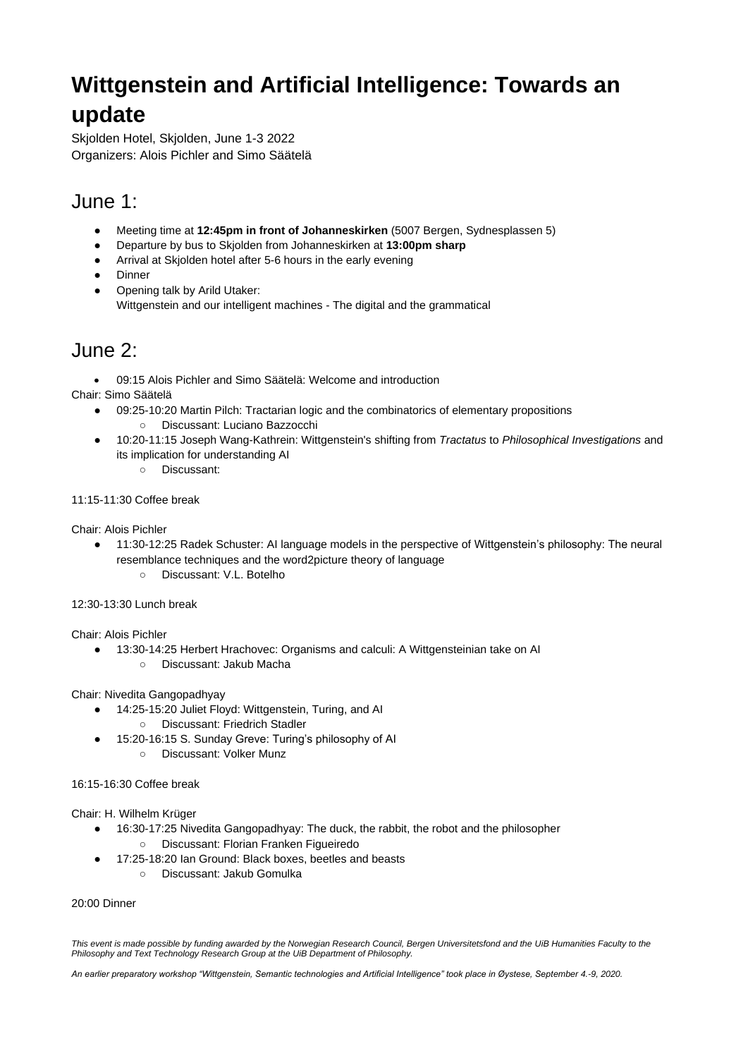# Wittgenstein and Artificial Intelligence: Towards an update

Skjolden Hotel, Skjolden, June 1-3 2022
Organizers: Alois Pichler and Simo Säätelä

## June 1:

- Meeting time at **12:45pm in front of Johanneskirken** (5007 Bergen, Sydnesplassen 5)
- Departure by bus to Skjolden from Johanneskirken at **13:00pm sharp**
- Arrival at Skjolden hotel after 5-6 hours in the early evening
- Dinner
- Opening talk by Arild Utaker:
  Wittgenstein and our intelligent machines - The digital and the grammatical

## June 2:

- 09:15 Alois Pichler and Simo Säätelä: Welcome and introduction

Chair: Simo Säätelä

- 09:25-10:20 Martin Pilch: Tractarian logic and the combinatorics of elementary propositions
  - Discussant: Luciano Bazzocchi
- 10:20-11:15 Joseph Wang-Kathrein: Wittgenstein's shifting from *Tractatus* to *Philosophical Investigations* and its implication for understanding AI
  - Discussant:

11:15-11:30 Coffee break

Chair: Alois Pichler

- 11:30-12:25 Radek Schuster: AI language models in the perspective of Wittgenstein's philosophy: The neural resemblance techniques and the word2picture theory of language
  - Discussant: V.L. Botelho

12:30-13:30 Lunch break

Chair: Alois Pichler

- 13:30-14:25 Herbert Hrachovec: Organisms and calculi: A Wittgensteinian take on AI
  - Discussant: Jakub Macha

Chair: Nivedita Gangopadhyay

- 14:25-15:20 Juliet Floyd: Wittgenstein, Turing, and AI
  - Discussant: Friedrich Stadler
- 15:20-16:15 S. Sunday Greve: Turing's philosophy of AI
  - Discussant: Volker Munz

16:15-16:30 Coffee break

Chair: H. Wilhelm Krüger

- 16:30-17:25 Nivedita Gangopadhyay: The duck, the rabbit, the robot and the philosopher
  - Discussant: Florian Franken Figueiredo
- 17:25-18:20 Ian Ground: Black boxes, beetles and beasts
  - Discussant: Jakub Gomulka

20:00 Dinner

*This event is made possible by funding awarded by the Norwegian Research Council, Bergen Universitetsfond and the UiB Humanities Faculty to the Philosophy and Text Technology Research Group at the UiB Department of Philosophy.*

*An earlier preparatory workshop "Wittgenstein, Semantic technologies and Artificial Intelligence" took place in Øystese, September 4.-9, 2020.*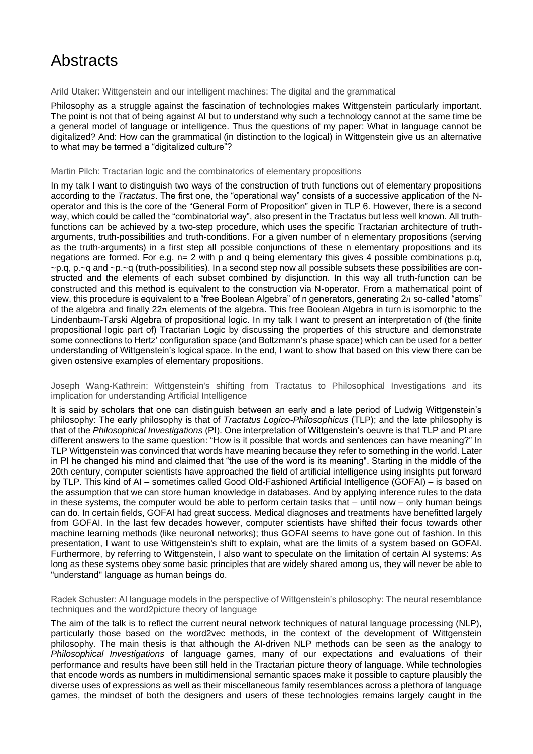# Abstracts

Arild Utaker: Wittgenstein and our intelligent machines: The digital and the grammatical

Philosophy as a struggle against the fascination of technologies makes Wittgenstein particularly important. The point is not that of being against AI but to understand why such a technology cannot at the same time be a general model of language or intelligence. Thus the questions of my paper: What in language cannot be digitalized? And: How can the grammatical (in distinction to the logical) in Wittgenstein give us an alternative to what may be termed a "digitalized culture"?

Martin Pilch: Tractarian logic and the combinatorics of elementary propositions

In my talk I want to distinguish two ways of the construction of truth functions out of elementary propositions according to the *Tractatus*. The first one, the "operational way" consists of a successive application of the N-operator and this is the core of the "General Form of Proposition" given in TLP 6. However, there is a second way, which could be called the "combinatorial way", also present in the Tractatus but less well known. All truth-functions can be achieved by a two-step procedure, which uses the specific Tractarian architecture of truth-arguments, truth-possibilities and truth-conditions. For a given number of n elementary propositions (serving as the truth-arguments) in a first step all possible conjunctions of these n elementary propositions and its negations are formed. For e.g. n= 2 with p and q being elementary this gives 4 possible combinations p.q, ~p.q, p.~q and ~p.~q (truth-possibilities). In a second step now all possible subsets these possibilities are constructed and the elements of each subset combined by disjunction. In this way all truth-function can be constructed and this method is equivalent to the construction via N-operator. From a mathematical point of view, this procedure is equivalent to a "free Boolean Algebra" of n generators, generating $2n$ so-called "atoms" of the algebra and finally $22n$ elements of the algebra. This free Boolean Algebra in turn is isomorphic to the Lindenbaum-Tarski Algebra of propositional logic. In my talk I want to present an interpretation of (the finite propositional logic part of) Tractarian Logic by discussing the properties of this structure and demonstrate some connections to Hertz' configuration space (and Boltzmann's phase space) which can be used for a better understanding of Wittgenstein's logical space. In the end, I want to show that based on this view there can be given ostensive examples of elementary propositions.

Joseph Wang-Kathrein: Wittgenstein's shifting from Tractatus to Philosophical Investigations and its implication for understanding Artificial Intelligence

It is said by scholars that one can distinguish between an early and a late period of Ludwig Wittgenstein's philosophy: The early philosophy is that of *Tractatus Logico-Philosophicus* (TLP); and the late philosophy is that of the *Philosophical Investigations* (PI). One interpretation of Wittgenstein's oeuvre is that TLP and PI are different answers to the same question: "How is it possible that words and sentences can have meaning?" In TLP Wittgenstein was convinced that words have meaning because they refer to something in the world. Later in PI he changed his mind and claimed that "the use of the word is its meaning". Starting in the middle of the 20th century, computer scientists have approached the field of artificial intelligence using insights put forward by TLP. This kind of AI – sometimes called Good Old-Fashioned Artificial Intelligence (GOFAI) – is based on the assumption that we can store human knowledge in databases. And by applying inference rules to the data in these systems, the computer would be able to perform certain tasks that – until now – only human beings can do. In certain fields, GOFAI had great success. Medical diagnoses and treatments have benefitted largely from GOFAI. In the last few decades however, computer scientists have shifted their focus towards other machine learning methods (like neuronal networks); thus GOFAI seems to have gone out of fashion. In this presentation, I want to use Wittgenstein's shift to explain, what are the limits of a system based on GOFAI. Furthermore, by referring to Wittgenstein, I also want to speculate on the limitation of certain AI systems: As long as these systems obey some basic principles that are widely shared among us, they will never be able to "understand" language as human beings do.

Radek Schuster: AI language models in the perspective of Wittgenstein's philosophy: The neural resemblance techniques and the word2picture theory of language

The aim of the talk is to reflect the current neural network techniques of natural language processing (NLP), particularly those based on the word2vec methods, in the context of the development of Wittgenstein philosophy. The main thesis is that although the AI-driven NLP methods can be seen as the analogy to *Philosophical Investigations* of language games, many of our expectations and evaluations of their performance and results have been still held in the Tractarian picture theory of language. While technologies that encode words as numbers in multidimensional semantic spaces make it possible to capture plausibly the diverse uses of expressions as well as their miscellaneous family resemblances across a plethora of language games, the mindset of both the designers and users of these technologies remains largely caught in the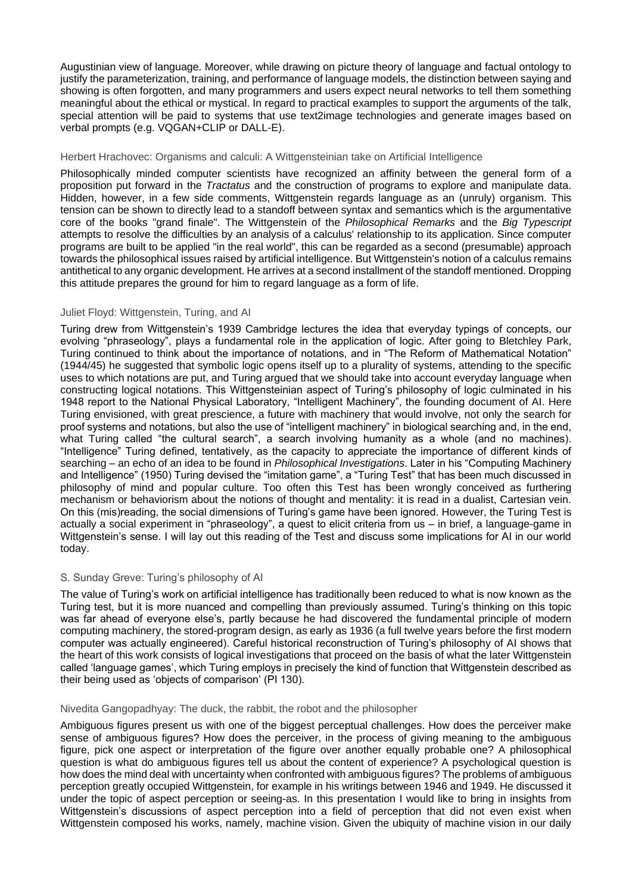Augustinian view of language. Moreover, while drawing on picture theory of language and factual ontology to justify the parameterization, training, and performance of language models, the distinction between saying and showing is often forgotten, and many programmers and users expect neural networks to tell them something meaningful about the ethical or mystical. In regard to practical examples to support the arguments of the talk, special attention will be paid to systems that use text2image technologies and generate images based on verbal prompts (e.g. VQGAN+CLIP or DALL-E).

### Herbert Hrachovec: Organisms and calculi: A Wittgensteinian take on Artificial Intelligence

Philosophically minded computer scientists have recognized an affinity between the general form of a proposition put forward in the *Tractatus* and the construction of programs to explore and manipulate data. Hidden, however, in a few side comments, Wittgenstein regards language as an (unruly) organism. This tension can be shown to directly lead to a standoff between syntax and semantics which is the argumentative core of the books "grand finale". The Wittgenstein of the *Philosophical Remarks* and the *Big Typescript* attempts to resolve the difficulties by an analysis of a calculus' relationship to its application. Since computer programs are built to be applied "in the real world", this can be regarded as a second (presumable) approach towards the philosophical issues raised by artificial intelligence. But Wittgenstein's notion of a calculus remains antithetical to any organic development. He arrives at a second installment of the standoff mentioned. Dropping this attitude prepares the ground for him to regard language as a form of life.

### Juliet Floyd: Wittgenstein, Turing, and AI

Turing drew from Wittgenstein's 1939 Cambridge lectures the idea that everyday typings of concepts, our evolving "phraseology", plays a fundamental role in the application of logic. After going to Bletchley Park, Turing continued to think about the importance of notations, and in "The Reform of Mathematical Notation" (1944/45) he suggested that symbolic logic opens itself up to a plurality of systems, attending to the specific uses to which notations are put, and Turing argued that we should take into account everyday language when constructing logical notations. This Wittgensteinian aspect of Turing's philosophy of logic culminated in his 1948 report to the National Physical Laboratory, "Intelligent Machinery", the founding document of AI. Here Turing envisioned, with great prescience, a future with machinery that would involve, not only the search for proof systems and notations, but also the use of "intelligent machinery" in biological searching and, in the end, what Turing called "the cultural search", a search involving humanity as a whole (and no machines). "Intelligence" Turing defined, tentatively, as the capacity to appreciate the importance of different kinds of searching – an echo of an idea to be found in *Philosophical Investigations*. Later in his "Computing Machinery and Intelligence" (1950) Turing devised the "imitation game", a "Turing Test" that has been much discussed in philosophy of mind and popular culture. Too often this Test has been wrongly conceived as furthering mechanism or behaviorism about the notions of thought and mentality: it is read in a dualist, Cartesian vein. On this (mis)reading, the social dimensions of Turing's game have been ignored. However, the Turing Test is actually a social experiment in "phraseology", a quest to elicit criteria from us – in brief, a language-game in Wittgenstein's sense. I will lay out this reading of the Test and discuss some implications for AI in our world today.

### S. Sunday Greve: Turing's philosophy of AI

The value of Turing's work on artificial intelligence has traditionally been reduced to what is now known as the Turing test, but it is more nuanced and compelling than previously assumed. Turing's thinking on this topic was far ahead of everyone else's, partly because he had discovered the fundamental principle of modern computing machinery, the stored-program design, as early as 1936 (a full twelve years before the first modern computer was actually engineered). Careful historical reconstruction of Turing's philosophy of AI shows that the heart of this work consists of logical investigations that proceed on the basis of what the later Wittgenstein called 'language games', which Turing employs in precisely the kind of function that Wittgenstein described as their being used as 'objects of comparison' (PI 130).

### Nivedita Gangopadhyay: The duck, the rabbit, the robot and the philosopher

Ambiguous figures present us with one of the biggest perceptual challenges. How does the perceiver make sense of ambiguous figures? How does the perceiver, in the process of giving meaning to the ambiguous figure, pick one aspect or interpretation of the figure over another equally probable one? A philosophical question is what do ambiguous figures tell us about the content of experience? A psychological question is how does the mind deal with uncertainty when confronted with ambiguous figures? The problems of ambiguous perception greatly occupied Wittgenstein, for example in his writings between 1946 and 1949. He discussed it under the topic of aspect perception or seeing-as. In this presentation I would like to bring in insights from Wittgenstein's discussions of aspect perception into a field of perception that did not even exist when Wittgenstein composed his works, namely, machine vision. Given the ubiquity of machine vision in our daily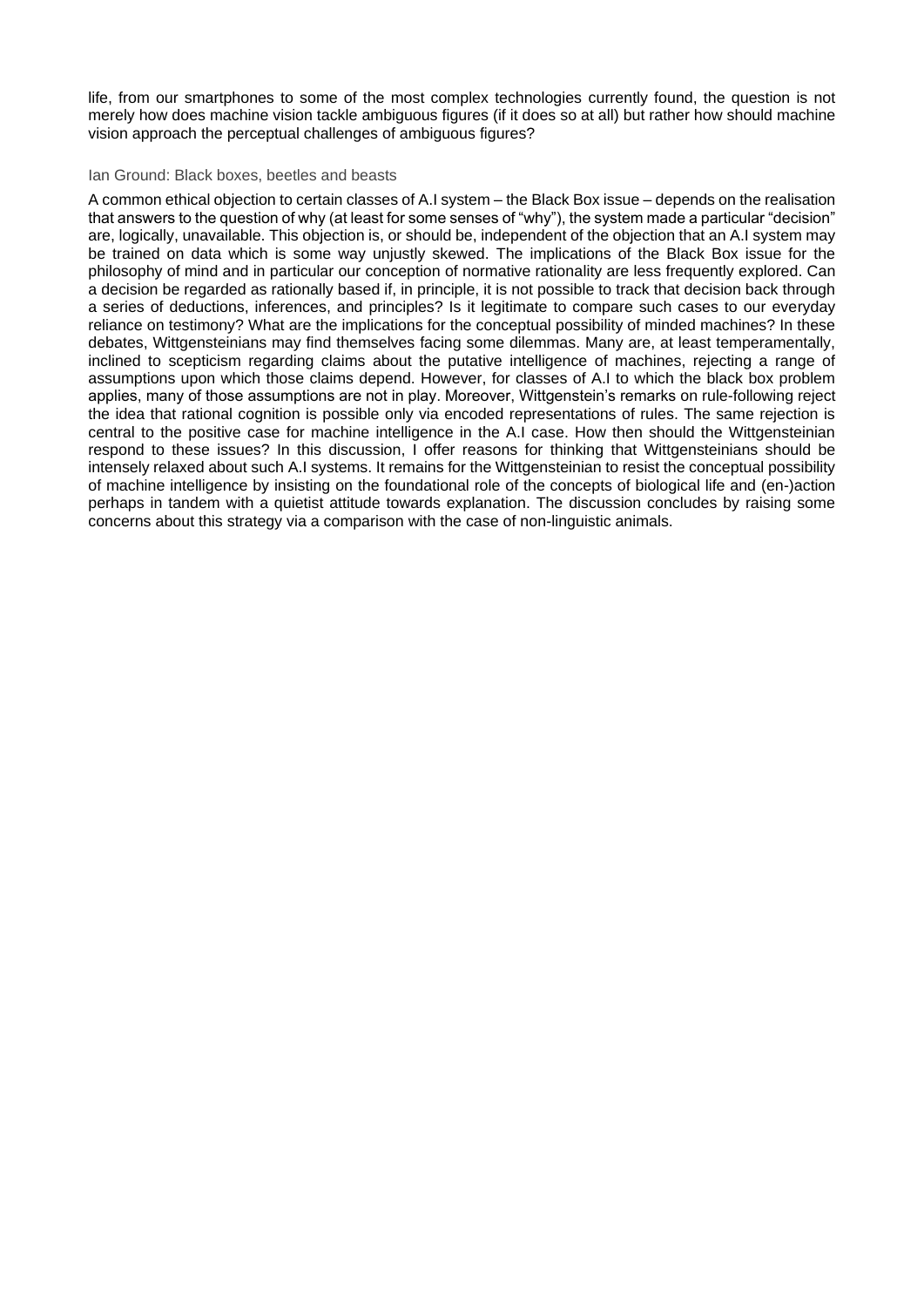life, from our smartphones to some of the most complex technologies currently found, the question is not merely how does machine vision tackle ambiguous figures (if it does so at all) but rather how should machine vision approach the perceptual challenges of ambiguous figures?

### Ian Ground: Black boxes, beetles and beasts

A common ethical objection to certain classes of A.I system – the Black Box issue – depends on the realisation that answers to the question of why (at least for some senses of "why"), the system made a particular "decision" are, logically, unavailable. This objection is, or should be, independent of the objection that an A.I system may be trained on data which is some way unjustly skewed. The implications of the Black Box issue for the philosophy of mind and in particular our conception of normative rationality are less frequently explored. Can a decision be regarded as rationally based if, in principle, it is not possible to track that decision back through a series of deductions, inferences, and principles? Is it legitimate to compare such cases to our everyday reliance on testimony? What are the implications for the conceptual possibility of minded machines? In these debates, Wittgensteinians may find themselves facing some dilemmas. Many are, at least temperamentally, inclined to scepticism regarding claims about the putative intelligence of machines, rejecting a range of assumptions upon which those claims depend. However, for classes of A.I to which the black box problem applies, many of those assumptions are not in play. Moreover, Wittgenstein's remarks on rule-following reject the idea that rational cognition is possible only via encoded representations of rules. The same rejection is central to the positive case for machine intelligence in the A.I case. How then should the Wittgensteinian respond to these issues? In this discussion, I offer reasons for thinking that Wittgensteinians should be intensely relaxed about such A.I systems. It remains for the Wittgensteinian to resist the conceptual possibility of machine intelligence by insisting on the foundational role of the concepts of biological life and (en-)action perhaps in tandem with a quietist attitude towards explanation. The discussion concludes by raising some concerns about this strategy via a comparison with the case of non-linguistic animals.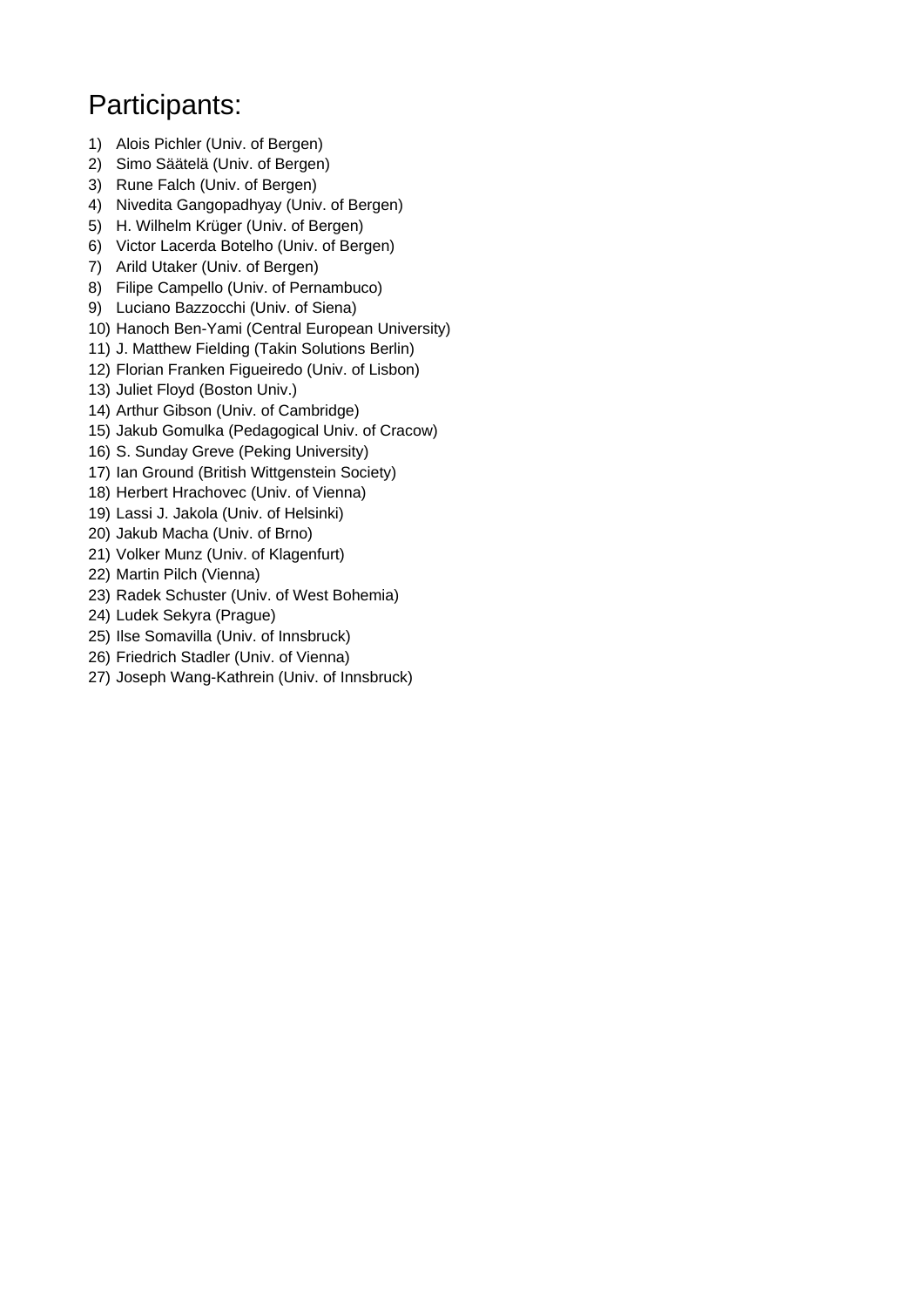# Participants:

1) Alois Pichler (Univ. of Bergen)
2) Simo Säätelä (Univ. of Bergen)
3) Rune Falch (Univ. of Bergen)
4) Nivedita Gangopadhyay (Univ. of Bergen)
5) H. Wilhelm Krüger (Univ. of Bergen)
6) Victor Lacerda Botelho (Univ. of Bergen)
7) Arild Utaker (Univ. of Bergen)
8) Filipe Campello (Univ. of Pernambuco)
9) Luciano Bazzocchi (Univ. of Siena)
10) Hanoch Ben-Yami (Central European University)
11) J. Matthew Fielding (Takin Solutions Berlin)
12) Florian Franken Figueiredo (Univ. of Lisbon)
13) Juliet Floyd (Boston Univ.)
14) Arthur Gibson (Univ. of Cambridge)
15) Jakub Gomulka (Pedagogical Univ. of Cracow)
16) S. Sunday Greve (Peking University)
17) Ian Ground (British Wittgenstein Society)
18) Herbert Hrachovec (Univ. of Vienna)
19) Lassi J. Jakola (Univ. of Helsinki)
20) Jakub Macha (Univ. of Brno)
21) Volker Munz (Univ. of Klagenfurt)
22) Martin Pilch (Vienna)
23) Radek Schuster (Univ. of West Bohemia)
24) Ludek Sekyra (Prague)
25) Ilse Somavilla (Univ. of Innsbruck)
26) Friedrich Stadler (Univ. of Vienna)
27) Joseph Wang-Kathrein (Univ. of Innsbruck)